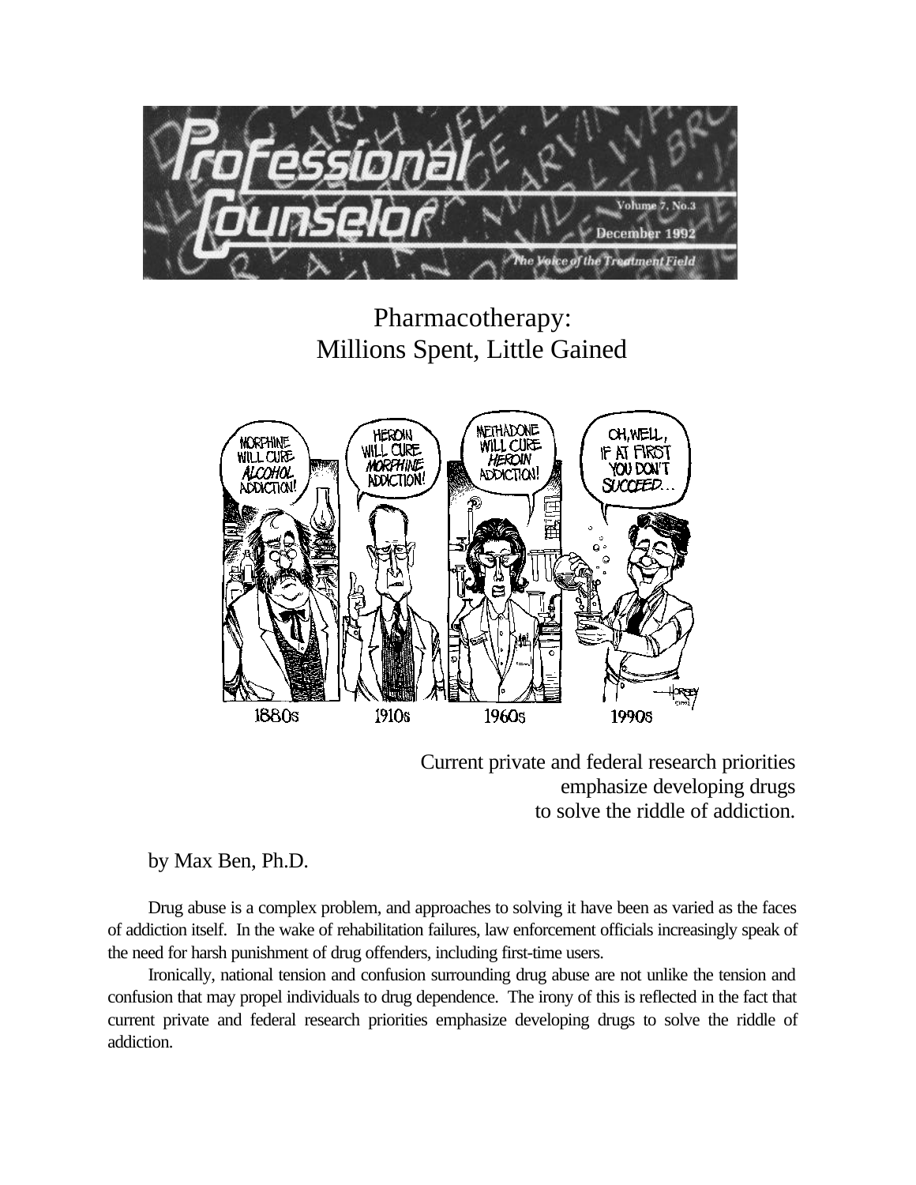# Pharmacotherapy: Millions Spent, Little Gained

Current private and federal research priorities emphasize developing drugs to solve the riddle of addiction.

by Max Ben, Ph.D.

Drug abuse is a complex problem, and approaches to solving it have been as varied as the faces of addiction itself. In the wake of rehabilitation failures, law enforcement officials increasingly speak of the need for harsh punishment of drug offenders, including first-time users.

Ironically, national tension and confusion surrounding drug abuse are not unlike the tension and confusion that may propel individuals to drug dependence. The irony of this is reflected in the fact that current private and federal research priorities emphasize developing drugs to solve the riddle of addiction.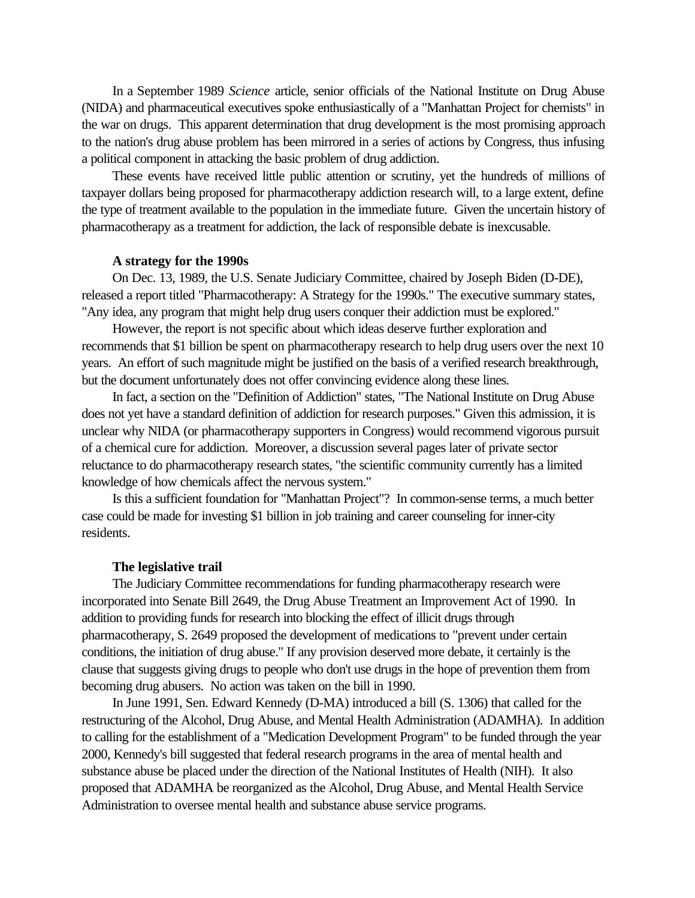In a September 1989 *Science* article, senior officials of the National Institute on Drug Abuse (NIDA) and pharmaceutical executives spoke enthusiastically of a "Manhattan Project for chemists" in the war on drugs. This apparent determination that drug development is the most promising approach to the nation's drug abuse problem has been mirrored in a series of actions by Congress, thus infusing a political component in attacking the basic problem of drug addiction.

These events have received little public attention or scrutiny, yet the hundreds of millions of taxpayer dollars being proposed for pharmacotherapy addiction research will, to a large extent, define the type of treatment available to the population in the immediate future. Given the uncertain history of pharmacotherapy as a treatment for addiction, the lack of responsible debate is inexcusable.

**A strategy for the 1990s**

On Dec. 13, 1989, the U.S. Senate Judiciary Committee, chaired by Joseph Biden (D-DE), released a report titled "Pharmacotherapy: A Strategy for the 1990s." The executive summary states, "Any idea, any program that might help drug users conquer their addiction must be explored."

However, the report is not specific about which ideas deserve further exploration and recommends that $1 billion be spent on pharmacotherapy research to help drug users over the next 10 years. An effort of such magnitude might be justified on the basis of a verified research breakthrough, but the document unfortunately does not offer convincing evidence along these lines.

In fact, a section on the "Definition of Addiction" states, "The National Institute on Drug Abuse does not yet have a standard definition of addiction for research purposes." Given this admission, it is unclear why NIDA (or pharmacotherapy supporters in Congress) would recommend vigorous pursuit of a chemical cure for addiction. Moreover, a discussion several pages later of private sector reluctance to do pharmacotherapy research states, "the scientific community currently has a limited knowledge of how chemicals affect the nervous system."

Is this a sufficient foundation for "Manhattan Project"? In common-sense terms, a much better case could be made for investing $1 billion in job training and career counseling for inner-city residents.

**The legislative trail**

The Judiciary Committee recommendations for funding pharmacotherapy research were incorporated into Senate Bill 2649, the Drug Abuse Treatment an Improvement Act of 1990. In addition to providing funds for research into blocking the effect of illicit drugs through pharmacotherapy, S. 2649 proposed the development of medications to "prevent under certain conditions, the initiation of drug abuse." If any provision deserved more debate, it certainly is the clause that suggests giving drugs to people who don't use drugs in the hope of prevention them from becoming drug abusers. No action was taken on the bill in 1990.

In June 1991, Sen. Edward Kennedy (D-MA) introduced a bill (S. 1306) that called for the restructuring of the Alcohol, Drug Abuse, and Mental Health Administration (ADAMHA). In addition to calling for the establishment of a "Medication Development Program" to be funded through the year 2000, Kennedy's bill suggested that federal research programs in the area of mental health and substance abuse be placed under the direction of the National Institutes of Health (NIH). It also proposed that ADAMHA be reorganized as the Alcohol, Drug Abuse, and Mental Health Service Administration to oversee mental health and substance abuse service programs.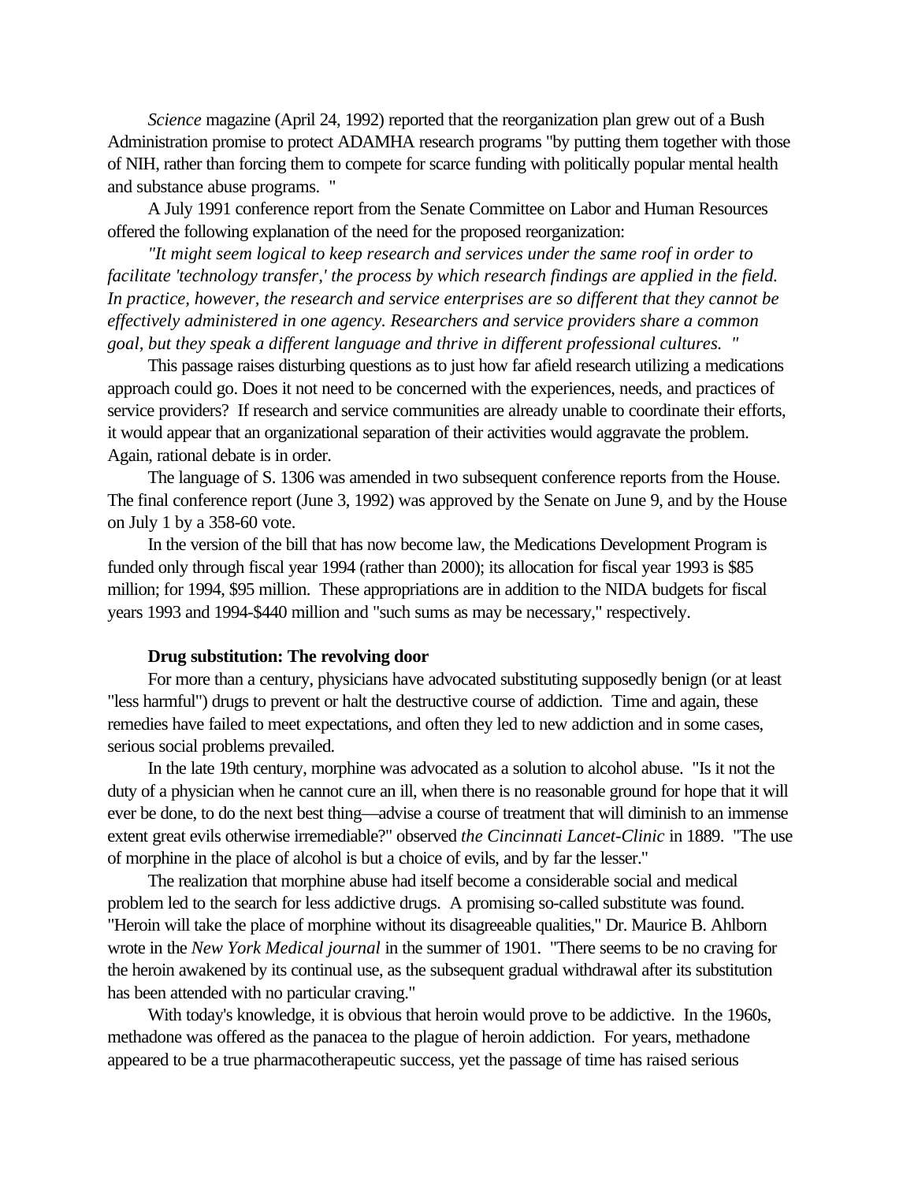*Science* magazine (April 24, 1992) reported that the reorganization plan grew out of a Bush Administration promise to protect ADAMHA research programs "by putting them together with those of NIH, rather than forcing them to compete for scarce funding with politically popular mental health and substance abuse programs. "

A July 1991 conference report from the Senate Committee on Labor and Human Resources offered the following explanation of the need for the proposed reorganization:

*"It might seem logical to keep research and services under the same roof in order to facilitate 'technology transfer,' the process by which research findings are applied in the field. In practice, however, the research and service enterprises are so different that they cannot be effectively administered in one agency. Researchers and service providers share a common goal, but they speak a different language and thrive in different professional cultures. "*

This passage raises disturbing questions as to just how far afield research utilizing a medications approach could go. Does it not need to be concerned with the experiences, needs, and practices of service providers? If research and service communities are already unable to coordinate their efforts, it would appear that an organizational separation of their activities would aggravate the problem. Again, rational debate is in order.

The language of S. 1306 was amended in two subsequent conference reports from the House. The final conference report (June 3, 1992) was approved by the Senate on June 9, and by the House on July 1 by a 358-60 vote.

In the version of the bill that has now become law, the Medications Development Program is funded only through fiscal year 1994 (rather than 2000); its allocation for fiscal year 1993 is $85 million; for 1994, $95 million. These appropriations are in addition to the NIDA budgets for fiscal years 1993 and 1994-$440 million and "such sums as may be necessary," respectively.

**Drug substitution: The revolving door**

For more than a century, physicians have advocated substituting supposedly benign (or at least "less harmful") drugs to prevent or halt the destructive course of addiction. Time and again, these remedies have failed to meet expectations, and often they led to new addiction and in some cases, serious social problems prevailed.

In the late 19th century, morphine was advocated as a solution to alcohol abuse. "Is it not the duty of a physician when he cannot cure an ill, when there is no reasonable ground for hope that it will ever be done, to do the next best thing—advise a course of treatment that will diminish to an immense extent great evils otherwise irremediable?" observed *the Cincinnati Lancet-Clinic* in 1889. "The use of morphine in the place of alcohol is but a choice of evils, and by far the lesser."

The realization that morphine abuse had itself become a considerable social and medical problem led to the search for less addictive drugs. A promising so-called substitute was found. "Heroin will take the place of morphine without its disagreeable qualities," Dr. Maurice B. Ahlborn wrote in the *New York Medical journal* in the summer of 1901. "There seems to be no craving for the heroin awakened by its continual use, as the subsequent gradual withdrawal after its substitution has been attended with no particular craving."

With today's knowledge, it is obvious that heroin would prove to be addictive. In the 1960s, methadone was offered as the panacea to the plague of heroin addiction. For years, methadone appeared to be a true pharmacotherapeutic success, yet the passage of time has raised serious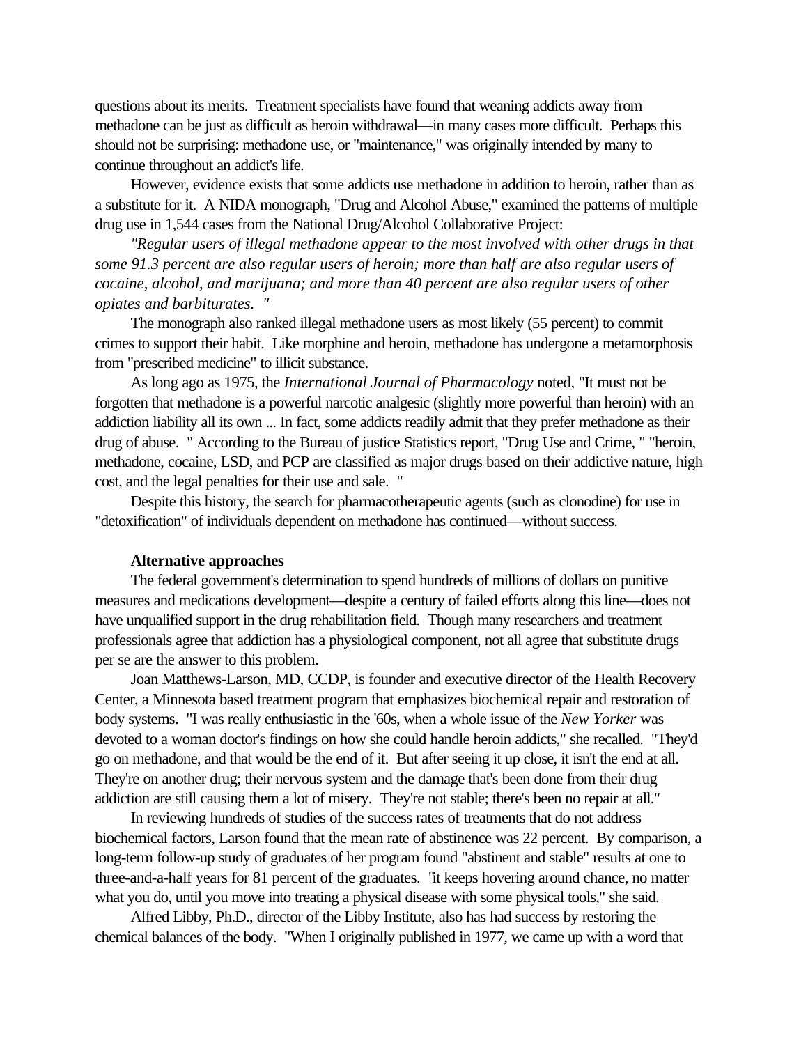questions about its merits. Treatment specialists have found that weaning addicts away from methadone can be just as difficult as heroin withdrawal—in many cases more difficult. Perhaps this should not be surprising: methadone use, or "maintenance," was originally intended by many to continue throughout an addict's life.

However, evidence exists that some addicts use methadone in addition to heroin, rather than as a substitute for it. A NIDA monograph, "Drug and Alcohol Abuse," examined the patterns of multiple drug use in 1,544 cases from the National Drug/Alcohol Collaborative Project:

*"Regular users of illegal methadone appear to the most involved with other drugs in that some 91.3 percent are also regular users of heroin; more than half are also regular users of cocaine, alcohol, and marijuana; and more than 40 percent are also regular users of other opiates and barbiturates. "*

The monograph also ranked illegal methadone users as most likely (55 percent) to commit crimes to support their habit. Like morphine and heroin, methadone has undergone a metamorphosis from "prescribed medicine" to illicit substance.

As long ago as 1975, the *International Journal of Pharmacology* noted, "It must not be forgotten that methadone is a powerful narcotic analgesic (slightly more powerful than heroin) with an addiction liability all its own ... In fact, some addicts readily admit that they prefer methadone as their drug of abuse. " According to the Bureau of justice Statistics report, "Drug Use and Crime, " "heroin, methadone, cocaine, LSD, and PCP are classified as major drugs based on their addictive nature, high cost, and the legal penalties for their use and sale. "

Despite this history, the search for pharmacotherapeutic agents (such as clonodine) for use in "detoxification" of individuals dependent on methadone has continued—without success.

**Alternative approaches**

The federal government's determination to spend hundreds of millions of dollars on punitive measures and medications development—despite a century of failed efforts along this line—does not have unqualified support in the drug rehabilitation field. Though many researchers and treatment professionals agree that addiction has a physiological component, not all agree that substitute drugs per se are the answer to this problem.

Joan Matthews-Larson, MD, CCDP, is founder and executive director of the Health Recovery Center, a Minnesota based treatment program that emphasizes biochemical repair and restoration of body systems. "I was really enthusiastic in the '60s, when a whole issue of the *New Yorker* was devoted to a woman doctor's findings on how she could handle heroin addicts," she recalled. "They'd go on methadone, and that would be the end of it. But after seeing it up close, it isn't the end at all. They're on another drug; their nervous system and the damage that's been done from their drug addiction are still causing them a lot of misery. They're not stable; there's been no repair at all."

In reviewing hundreds of studies of the success rates of treatments that do not address biochemical factors, Larson found that the mean rate of abstinence was 22 percent. By comparison, a long-term follow-up study of graduates of her program found "abstinent and stable" results at one to three-and-a-half years for 81 percent of the graduates. "it keeps hovering around chance, no matter what you do, until you move into treating a physical disease with some physical tools," she said.

Alfred Libby, Ph.D., director of the Libby Institute, also has had success by restoring the chemical balances of the body. "When I originally published in 1977, we came up with a word that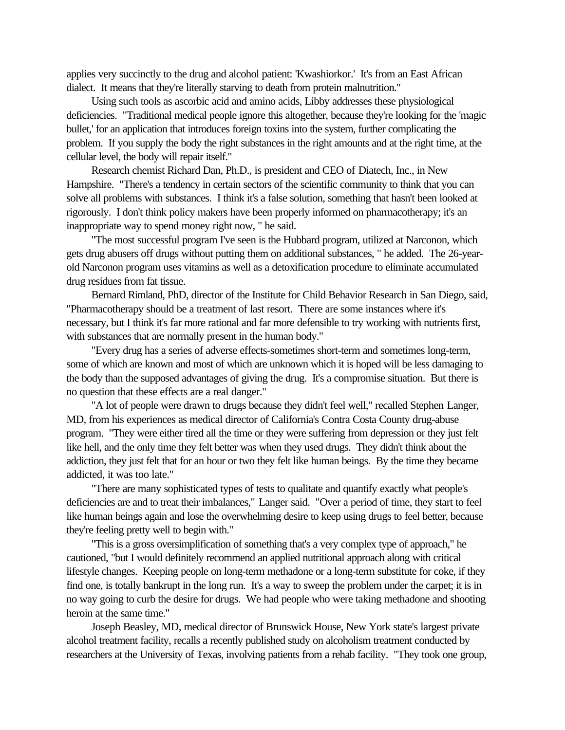applies very succinctly to the drug and alcohol patient: 'Kwashiorkor.' It's from an East African dialect. It means that they're literally starving to death from protein malnutrition."

Using such tools as ascorbic acid and amino acids, Libby addresses these physiological deficiencies. "Traditional medical people ignore this altogether, because they're looking for the 'magic bullet,' for an application that introduces foreign toxins into the system, further complicating the problem. If you supply the body the right substances in the right amounts and at the right time, at the cellular level, the body will repair itself."

Research chemist Richard Dan, Ph.D., is president and CEO of Diatech, Inc., in New Hampshire. "There's a tendency in certain sectors of the scientific community to think that you can solve all problems with substances. I think it's a false solution, something that hasn't been looked at rigorously. I don't think policy makers have been properly informed on pharmacotherapy; it's an inappropriate way to spend money right now, " he said.

"The most successful program I've seen is the Hubbard program, utilized at Narconon, which gets drug abusers off drugs without putting them on additional substances, " he added. The 26-year-old Narconon program uses vitamins as well as a detoxification procedure to eliminate accumulated drug residues from fat tissue.

Bernard Rimland, PhD, director of the Institute for Child Behavior Research in San Diego, said, "Pharmacotherapy should be a treatment of last resort. There are some instances where it's necessary, but I think it's far more rational and far more defensible to try working with nutrients first, with substances that are normally present in the human body."

"Every drug has a series of adverse effects-sometimes short-term and sometimes long-term, some of which are known and most of which are unknown which it is hoped will be less damaging to the body than the supposed advantages of giving the drug. It's a compromise situation. But there is no question that these effects are a real danger."

"A lot of people were drawn to drugs because they didn't feel well," recalled Stephen Langer, MD, from his experiences as medical director of California's Contra Costa County drug-abuse program. "They were either tired all the time or they were suffering from depression or they just felt like hell, and the only time they felt better was when they used drugs. They didn't think about the addiction, they just felt that for an hour or two they felt like human beings. By the time they became addicted, it was too late."

"There are many sophisticated types of tests to qualitate and quantify exactly what people's deficiencies are and to treat their imbalances," Langer said. "Over a period of time, they start to feel like human beings again and lose the overwhelming desire to keep using drugs to feel better, because they're feeling pretty well to begin with."

"This is a gross oversimplification of something that's a very complex type of approach," he cautioned, "but I would definitely recommend an applied nutritional approach along with critical lifestyle changes. Keeping people on long-term methadone or a long-term substitute for coke, if they find one, is totally bankrupt in the long run. It's a way to sweep the problem under the carpet; it is in no way going to curb the desire for drugs. We had people who were taking methadone and shooting heroin at the same time."

Joseph Beasley, MD, medical director of Brunswick House, New York state's largest private alcohol treatment facility, recalls a recently published study on alcoholism treatment conducted by researchers at the University of Texas, involving patients from a rehab facility. "They took one group,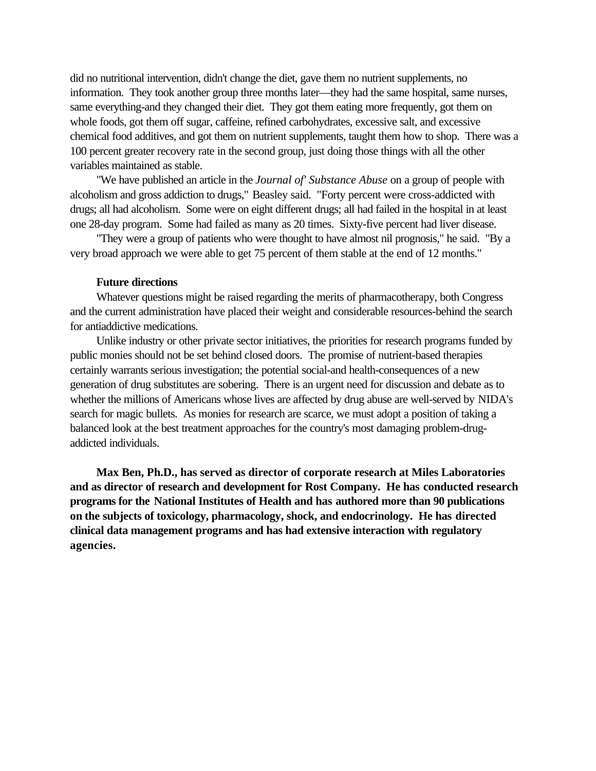did no nutritional intervention, didn't change the diet, gave them no nutrient supplements, no information. They took another group three months later—they had the same hospital, same nurses, same everything-and they changed their diet. They got them eating more frequently, got them on whole foods, got them off sugar, caffeine, refined carbohydrates, excessive salt, and excessive chemical food additives, and got them on nutrient supplements, taught them how to shop. There was a 100 percent greater recovery rate in the second group, just doing those things with all the other variables maintained as stable.

"We have published an article in the *Journal of' Substance Abuse* on a group of people with alcoholism and gross addiction to drugs," Beasley said. "Forty percent were cross-addicted with drugs; all had alcoholism. Some were on eight different drugs; all had failed in the hospital in at least one 28-day program. Some had failed as many as 20 times. Sixty-five percent had liver disease.

"They were a group of patients who were thought to have almost nil prognosis," he said. "By a very broad approach we were able to get 75 percent of them stable at the end of 12 months."

**Future directions**

Whatever questions might be raised regarding the merits of pharmacotherapy, both Congress and the current administration have placed their weight and considerable resources-behind the search for antiaddictive medications.

Unlike industry or other private sector initiatives, the priorities for research programs funded by public monies should not be set behind closed doors. The promise of nutrient-based therapies certainly warrants serious investigation; the potential social-and health-consequences of a new generation of drug substitutes are sobering. There is an urgent need for discussion and debate as to whether the millions of Americans whose lives are affected by drug abuse are well-served by NIDA's search for magic bullets. As monies for research are scarce, we must adopt a position of taking a balanced look at the best treatment approaches for the country's most damaging problem-drug-addicted individuals.

**Max Ben, Ph.D., has served as director of corporate research at Miles Laboratories and as director of research and development for Rost Company. He has conducted research programs for the National Institutes of Health and has authored more than 90 publications on the subjects of toxicology, pharmacology, shock, and endocrinology. He has directed clinical data management programs and has had extensive interaction with regulatory agencies.**